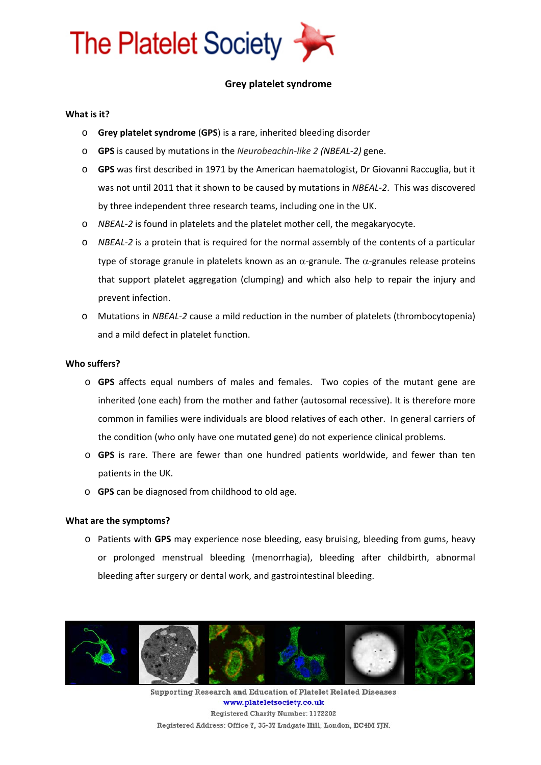The Platelet Society

**Grey platelet syndrome**

**What is it?**

- **Grey platelet syndrome** (**GPS**) is a rare, inherited bleeding disorder
- **GPS** is caused by mutations in the *Neurobeachin-like 2 (NBEAL-2)* gene.
- **GPS** was first described in 1971 by the American haematologist, Dr Giovanni Raccuglia, but it was not until 2011 that it shown to be caused by mutations in *NBEAL-2*. This was discovered by three independent three research teams, including one in the UK.
- *NBEAL-2* is found in platelets and the platelet mother cell, the megakaryocyte.
- *NBEAL-2* is a protein that is required for the normal assembly of the contents of a particular type of storage granule in platelets known as an $\alpha$-granule. The $\alpha$-granules release proteins that support platelet aggregation (clumping) and which also help to repair the injury and prevent infection.
- Mutations in *NBEAL-2* cause a mild reduction in the number of platelets (thrombocytopenia) and a mild defect in platelet function.

**Who suffers?**

- **GPS** affects equal numbers of males and females. Two copies of the mutant gene are inherited (one each) from the mother and father (autosomal recessive). It is therefore more common in families were individuals are blood relatives of each other. In general carriers of the condition (who only have one mutated gene) do not experience clinical problems.
- **GPS** is rare. There are fewer than one hundred patients worldwide, and fewer than ten patients in the UK.
- **GPS** can be diagnosed from childhood to old age.

**What are the symptoms?**

- Patients with **GPS** may experience nose bleeding, easy bruising, bleeding from gums, heavy or prolonged menstrual bleeding (menorrhagia), bleeding after childbirth, abnormal bleeding after surgery or dental work, and gastrointestinal bleeding.

Supporting Research and Education of Platelet Related Diseases
www.plateletsociety.co.uk
Registered Charity Number: 1172202
Registered Address: Office 7, 35-37 Ludgate Hill, London, EC4M 7JN.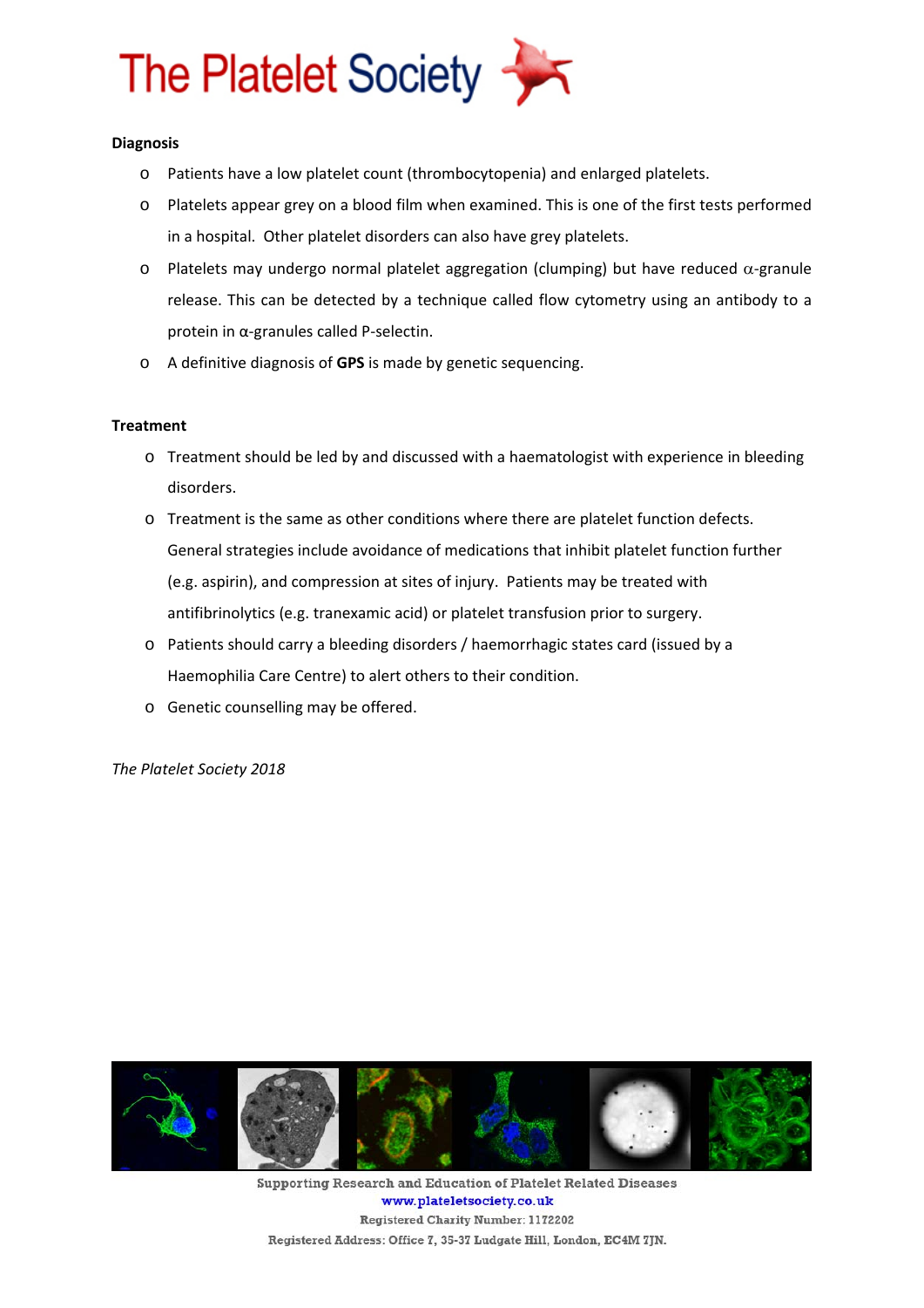### Diagnosis

- Patients have a low platelet count (thrombocytopenia) and enlarged platelets.
- Platelets appear grey on a blood film when examined. This is one of the first tests performed in a hospital. Other platelet disorders can also have grey platelets.
- Platelets may undergo normal platelet aggregation (clumping) but have reduced α-granule release. This can be detected by a technique called flow cytometry using an antibody to a protein in α-granules called P-selectin.
- A definitive diagnosis of **GPS** is made by genetic sequencing.

### Treatment

- Treatment should be led by and discussed with a haematologist with experience in bleeding disorders.
- Treatment is the same as other conditions where there are platelet function defects. General strategies include avoidance of medications that inhibit platelet function further (e.g. aspirin), and compression at sites of injury. Patients may be treated with antifibrinolytics (e.g. tranexamic acid) or platelet transfusion prior to surgery.
- Patients should carry a bleeding disorders / haemorrhagic states card (issued by a Haemophilia Care Centre) to alert others to their condition.
- Genetic counselling may be offered.

*The Platelet Society 2018*